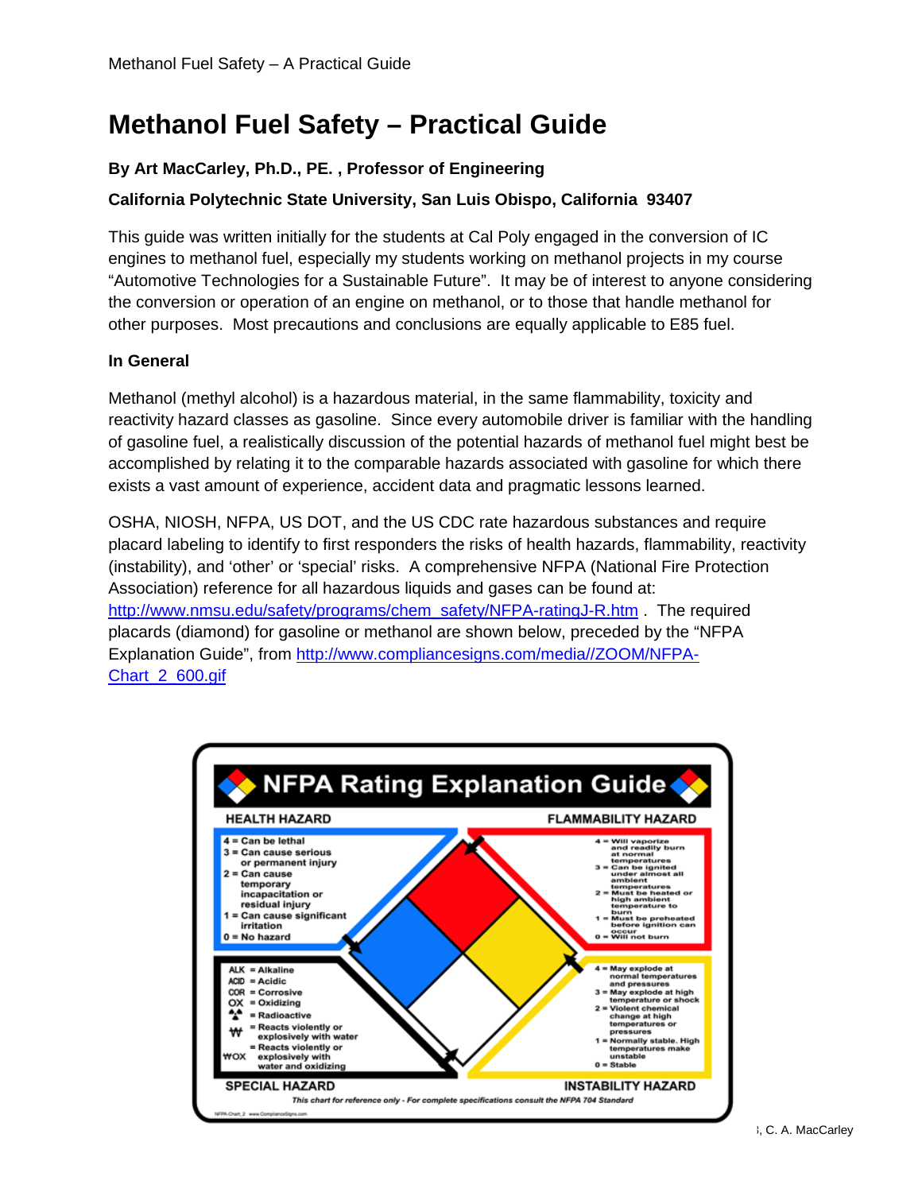# Methanol Fuel Safety – Practical Guide

**By Art MacCarley, Ph.D., PE. , Professor of Engineering**

**California Polytechnic State University, San Luis Obispo, California  93407**

This guide was written initially for the students at Cal Poly engaged in the conversion of IC engines to methanol fuel, especially my students working on methanol projects in my course "Automotive Technologies for a Sustainable Future". It may be of interest to anyone considering the conversion or operation of an engine on methanol, or to those that handle methanol for other purposes. Most precautions and conclusions are equally applicable to E85 fuel.

## In General

Methanol (methyl alcohol) is a hazardous material, in the same flammability, toxicity and reactivity hazard classes as gasoline. Since every automobile driver is familiar with the handling of gasoline fuel, a realistically discussion of the potential hazards of methanol fuel might best be accomplished by relating it to the comparable hazards associated with gasoline for which there exists a vast amount of experience, accident data and pragmatic lessons learned.

OSHA, NIOSH, NFPA, US DOT, and the US CDC rate hazardous substances and require placard labeling to identify to first responders the risks of health hazards, flammability, reactivity (instability), and 'other' or 'special' risks. A comprehensive NFPA (National Fire Protection Association) reference for all hazardous liquids and gases can be found at: http://www.nmsu.edu/safety/programs/chem_safety/NFPA-ratingJ-R.htm . The required placards (diamond) for gasoline or methanol are shown below, preceded by the "NFPA Explanation Guide", from http://www.compliancesigns.com/media//ZOOM/NFPA-Chart_2_600.gif

**NFPA Rating Explanation Guide**

**HEALTH HAZARD**
- 4 = Can be lethal
- 3 = Can cause serious or permanent injury
- 2 = Can cause temporary incapacitation or residual injury
- 1 = Can cause significant irritation
- 0 = No hazard

**FLAMMABILITY HAZARD**
- 4 = Will vaporize and readily burn at normal temperatures
- 3 = Can be ignited under almost all ambient temperatures
- 2 = Must be heated or high ambient temperature to burn
- 1 = Must be preheated before ignition can occur
- 0 = Will not burn

**SPECIAL HAZARD**
- ALK = Alkaline
- ACID = Acidic
- COR = Corrosive
- OX = Oxidizing
- = Radioactive
- W = Reacts violently or explosively with water
- WOX = Reacts violently or explosively with water and oxidizing

**INSTABILITY HAZARD**
- 4 = May explode at normal temperatures and pressures
- 3 = May explode at high temperature or shock
- 2 = Violent chemical change at high temperatures or pressures
- 1 = Normally stable. High temperatures make unstable
- 0 = Stable

*This chart for reference only - For complete specifications consult the NFPA 704 Standard*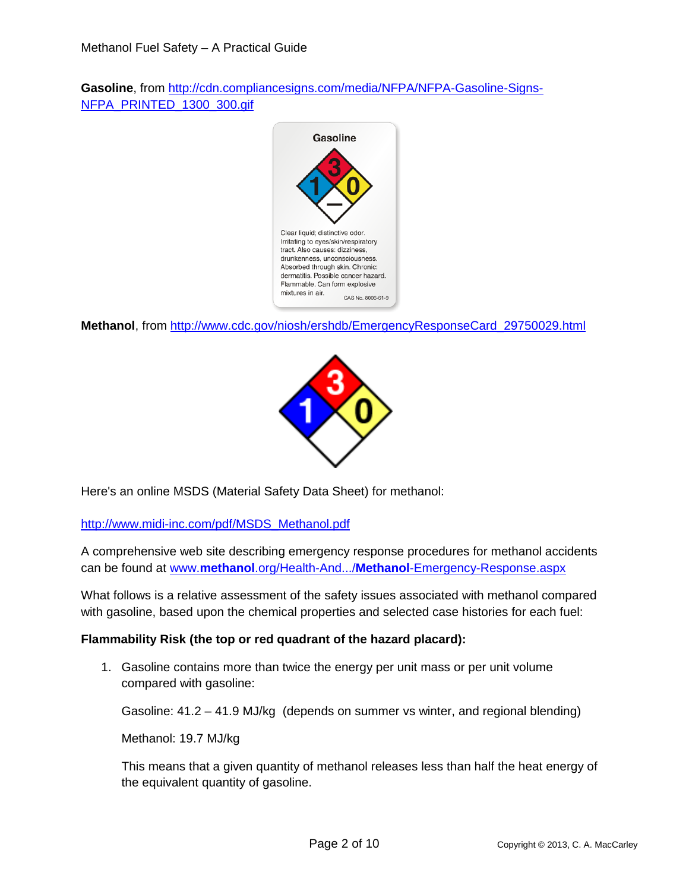**Gasoline**, from http://cdn.compliancesigns.com/media/NFPA/NFPA-Gasoline-Signs-NFPA_PRINTED_1300_300.gif

**Methanol**, from http://www.cdc.gov/niosh/ershdb/EmergencyResponseCard_29750029.html

Here's an online MSDS (Material Safety Data Sheet) for methanol:

http://www.midi-inc.com/pdf/MSDS_Methanol.pdf

A comprehensive web site describing emergency response procedures for methanol accidents can be found at www.**methanol**.org/Health-And.../**Methanol**-Emergency-Response.aspx

What follows is a relative assessment of the safety issues associated with methanol compared with gasoline, based upon the chemical properties and selected case histories for each fuel:

**Flammability Risk (the top or red quadrant of the hazard placard):**

1. Gasoline contains more than twice the energy per unit mass or per unit volume compared with gasoline:

   Gasoline: 41.2 – 41.9 MJ/kg (depends on summer vs winter, and regional blending)

   Methanol: 19.7 MJ/kg

   This means that a given quantity of methanol releases less than half the heat energy of the equivalent quantity of gasoline.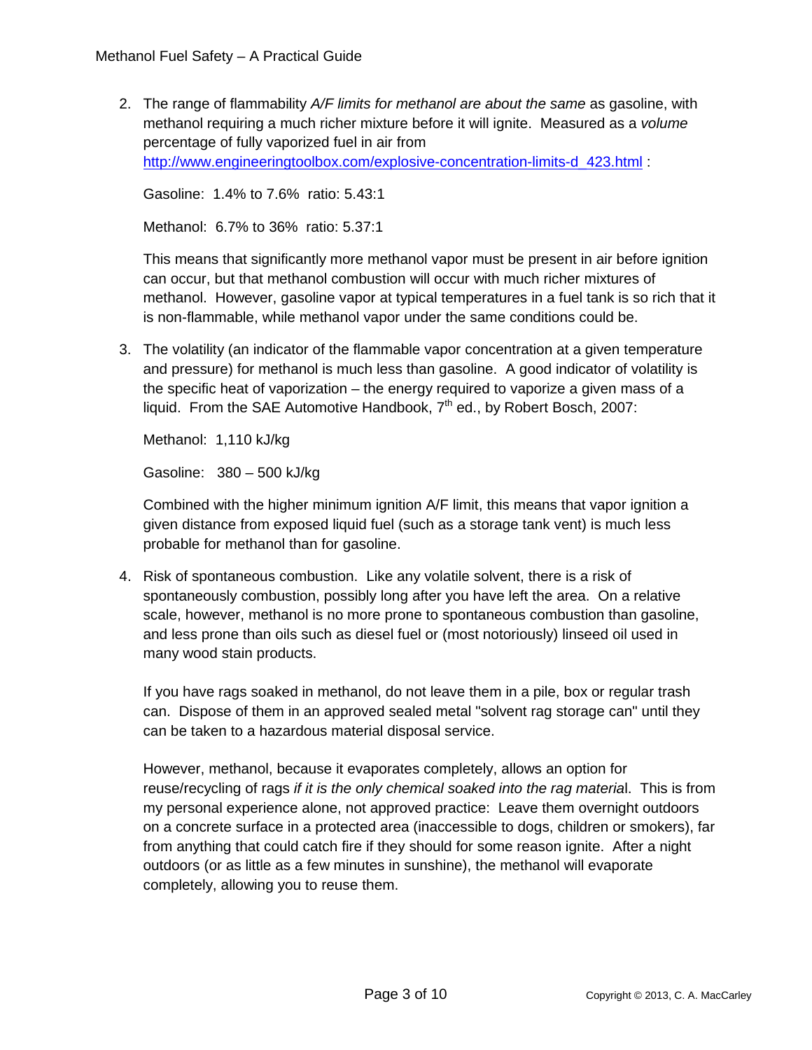2. The range of flammability *A/F limits for methanol are about the same* as gasoline, with methanol requiring a much richer mixture before it will ignite. Measured as a *volume* percentage of fully vaporized fuel in air from [http://www.engineeringtoolbox.com/explosive-concentration-limits-d_423.html](http://www.engineeringtoolbox.com/explosive-concentration-limits-d_423.html) :

   Gasoline: 1.4% to 7.6% ratio: 5.43:1

   Methanol: 6.7% to 36% ratio: 5.37:1

   This means that significantly more methanol vapor must be present in air before ignition can occur, but that methanol combustion will occur with much richer mixtures of methanol. However, gasoline vapor at typical temperatures in a fuel tank is so rich that it is non-flammable, while methanol vapor under the same conditions could be.

3. The volatility (an indicator of the flammable vapor concentration at a given temperature and pressure) for methanol is much less than gasoline. A good indicator of volatility is the specific heat of vaporization – the energy required to vaporize a given mass of a liquid. From the SAE Automotive Handbook, $7^{th}$ ed., by Robert Bosch, 2007:

   Methanol: 1,110 kJ/kg

   Gasoline: 380 – 500 kJ/kg

   Combined with the higher minimum ignition A/F limit, this means that vapor ignition a given distance from exposed liquid fuel (such as a storage tank vent) is much less probable for methanol than for gasoline.

4. Risk of spontaneous combustion. Like any volatile solvent, there is a risk of spontaneously combustion, possibly long after you have left the area. On a relative scale, however, methanol is no more prone to spontaneous combustion than gasoline, and less prone than oils such as diesel fuel or (most notoriously) linseed oil used in many wood stain products.

   If you have rags soaked in methanol, do not leave them in a pile, box or regular trash can. Dispose of them in an approved sealed metal "solvent rag storage can" until they can be taken to a hazardous material disposal service.

   However, methanol, because it evaporates completely, allows an option for reuse/recycling of rags *if it is the only chemical soaked into the rag materia*l. This is from my personal experience alone, not approved practice: Leave them overnight outdoors on a concrete surface in a protected area (inaccessible to dogs, children or smokers), far from anything that could catch fire if they should for some reason ignite. After a night outdoors (or as little as a few minutes in sunshine), the methanol will evaporate completely, allowing you to reuse them.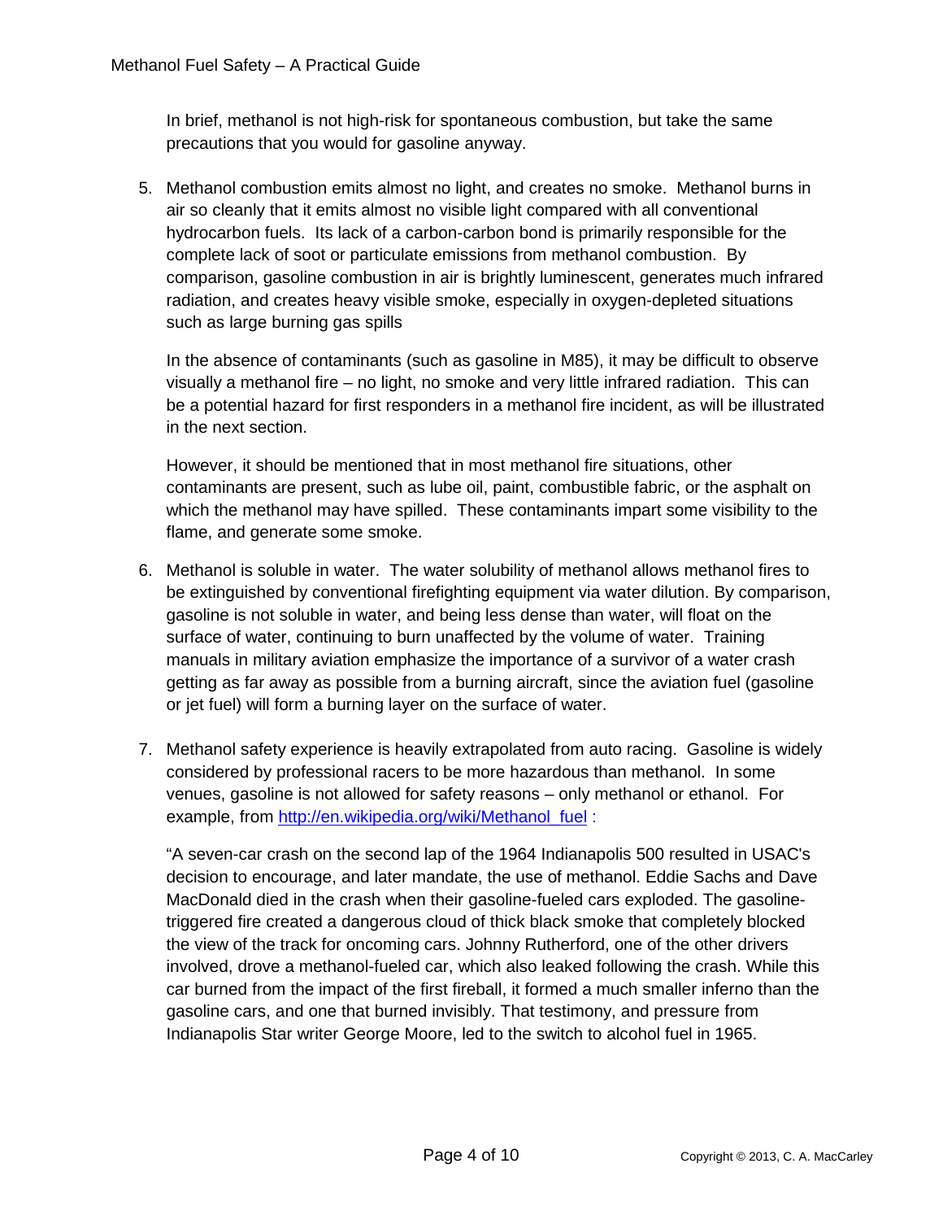In brief, methanol is not high-risk for spontaneous combustion, but take the same precautions that you would for gasoline anyway.

5. Methanol combustion emits almost no light, and creates no smoke. Methanol burns in air so cleanly that it emits almost no visible light compared with all conventional hydrocarbon fuels. Its lack of a carbon-carbon bond is primarily responsible for the complete lack of soot or particulate emissions from methanol combustion. By comparison, gasoline combustion in air is brightly luminescent, generates much infrared radiation, and creates heavy visible smoke, especially in oxygen-depleted situations such as large burning gas spills

   In the absence of contaminants (such as gasoline in M85), it may be difficult to observe visually a methanol fire – no light, no smoke and very little infrared radiation. This can be a potential hazard for first responders in a methanol fire incident, as will be illustrated in the next section.

   However, it should be mentioned that in most methanol fire situations, other contaminants are present, such as lube oil, paint, combustible fabric, or the asphalt on which the methanol may have spilled. These contaminants impart some visibility to the flame, and generate some smoke.

6. Methanol is soluble in water. The water solubility of methanol allows methanol fires to be extinguished by conventional firefighting equipment via water dilution. By comparison, gasoline is not soluble in water, and being less dense than water, will float on the surface of water, continuing to burn unaffected by the volume of water. Training manuals in military aviation emphasize the importance of a survivor of a water crash getting as far away as possible from a burning aircraft, since the aviation fuel (gasoline or jet fuel) will form a burning layer on the surface of water.

7. Methanol safety experience is heavily extrapolated from auto racing. Gasoline is widely considered by professional racers to be more hazardous than methanol. In some venues, gasoline is not allowed for safety reasons – only methanol or ethanol. For example, from http://en.wikipedia.org/wiki/Methanol_fuel :

   "A seven-car crash on the second lap of the 1964 Indianapolis 500 resulted in USAC's decision to encourage, and later mandate, the use of methanol. Eddie Sachs and Dave MacDonald died in the crash when their gasoline-fueled cars exploded. The gasoline-triggered fire created a dangerous cloud of thick black smoke that completely blocked the view of the track for oncoming cars. Johnny Rutherford, one of the other drivers involved, drove a methanol-fueled car, which also leaked following the crash. While this car burned from the impact of the first fireball, it formed a much smaller inferno than the gasoline cars, and one that burned invisibly. That testimony, and pressure from Indianapolis Star writer George Moore, led to the switch to alcohol fuel in 1965.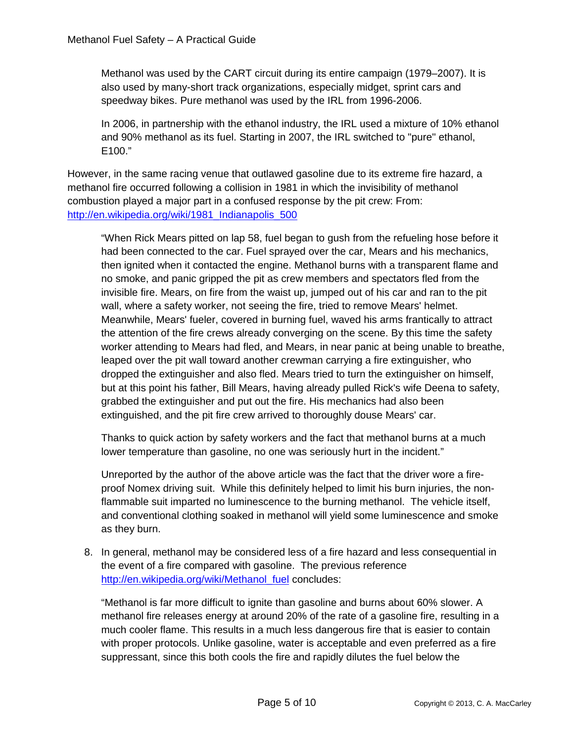Methanol was used by the CART circuit during its entire campaign (1979–2007). It is also used by many-short track organizations, especially midget, sprint cars and speedway bikes. Pure methanol was used by the IRL from 1996-2006.

In 2006, in partnership with the ethanol industry, the IRL used a mixture of 10% ethanol and 90% methanol as its fuel. Starting in 2007, the IRL switched to "pure" ethanol, E100."

However, in the same racing venue that outlawed gasoline due to its extreme fire hazard, a methanol fire occurred following a collision in 1981 in which the invisibility of methanol combustion played a major part in a confused response by the pit crew: From: [http://en.wikipedia.org/wiki/1981_Indianapolis_500](http://en.wikipedia.org/wiki/1981_Indianapolis_500)

> "When Rick Mears pitted on lap 58, fuel began to gush from the refueling hose before it had been connected to the car. Fuel sprayed over the car, Mears and his mechanics, then ignited when it contacted the engine. Methanol burns with a transparent flame and no smoke, and panic gripped the pit as crew members and spectators fled from the invisible fire. Mears, on fire from the waist up, jumped out of his car and ran to the pit wall, where a safety worker, not seeing the fire, tried to remove Mears' helmet. Meanwhile, Mears' fueler, covered in burning fuel, waved his arms frantically to attract the attention of the fire crews already converging on the scene. By this time the safety worker attending to Mears had fled, and Mears, in near panic at being unable to breathe, leaped over the pit wall toward another crewman carrying a fire extinguisher, who dropped the extinguisher and also fled. Mears tried to turn the extinguisher on himself, but at this point his father, Bill Mears, having already pulled Rick's wife Deena to safety, grabbed the extinguisher and put out the fire. His mechanics had also been extinguished, and the pit fire crew arrived to thoroughly douse Mears' car.
>
> Thanks to quick action by safety workers and the fact that methanol burns at a much lower temperature than gasoline, no one was seriously hurt in the incident."

Unreported by the author of the above article was the fact that the driver wore a fire-proof Nomex driving suit. While this definitely helped to limit his burn injuries, the non-flammable suit imparted no luminescence to the burning methanol. The vehicle itself, and conventional clothing soaked in methanol will yield some luminescence and smoke as they burn.

8. In general, methanol may be considered less of a fire hazard and less consequential in the event of a fire compared with gasoline. The previous reference [http://en.wikipedia.org/wiki/Methanol_fuel](http://en.wikipedia.org/wiki/Methanol_fuel) concludes:

   "Methanol is far more difficult to ignite than gasoline and burns about 60% slower. A methanol fire releases energy at around 20% of the rate of a gasoline fire, resulting in a much cooler flame. This results in a much less dangerous fire that is easier to contain with proper protocols. Unlike gasoline, water is acceptable and even preferred as a fire suppressant, since this both cools the fire and rapidly dilutes the fuel below the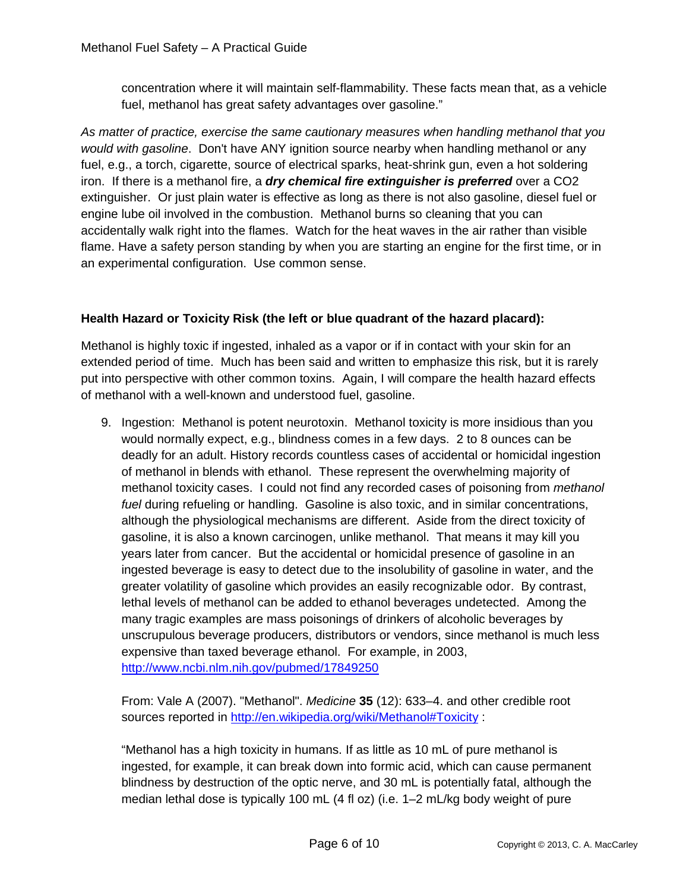concentration where it will maintain self-flammability. These facts mean that, as a vehicle fuel, methanol has great safety advantages over gasoline."

*As matter of practice, exercise the same cautionary measures when handling methanol that you would with gasoline*. Don't have ANY ignition source nearby when handling methanol or any fuel, e.g., a torch, cigarette, source of electrical sparks, heat-shrink gun, even a hot soldering iron. If there is a methanol fire, a ***dry chemical fire extinguisher is preferred*** over a $CO_2$ extinguisher. Or just plain water is effective as long as there is not also gasoline, diesel fuel or engine lube oil involved in the combustion. Methanol burns so cleaning that you can accidentally walk right into the flames. Watch for the heat waves in the air rather than visible flame. Have a safety person standing by when you are starting an engine for the first time, or in an experimental configuration. Use common sense.

**Health Hazard or Toxicity Risk (the left or blue quadrant of the hazard placard):**

Methanol is highly toxic if ingested, inhaled as a vapor or if in contact with your skin for an extended period of time. Much has been said and written to emphasize this risk, but it is rarely put into perspective with other common toxins. Again, I will compare the health hazard effects of methanol with a well-known and understood fuel, gasoline.

9. Ingestion: Methanol is potent neurotoxin. Methanol toxicity is more insidious than you would normally expect, e.g., blindness comes in a few days. 2 to 8 ounces can be deadly for an adult. History records countless cases of accidental or homicidal ingestion of methanol in blends with ethanol. These represent the overwhelming majority of methanol toxicity cases. I could not find any recorded cases of poisoning from *methanol fuel* during refueling or handling. Gasoline is also toxic, and in similar concentrations, although the physiological mechanisms are different. Aside from the direct toxicity of gasoline, it is also a known carcinogen, unlike methanol. That means it may kill you years later from cancer. But the accidental or homicidal presence of gasoline in an ingested beverage is easy to detect due to the insolubility of gasoline in water, and the greater volatility of gasoline which provides an easily recognizable odor. By contrast, lethal levels of methanol can be added to ethanol beverages undetected. Among the many tragic examples are mass poisonings of drinkers of alcoholic beverages by unscrupulous beverage producers, distributors or vendors, since methanol is much less expensive than taxed beverage ethanol. For example, in 2003, http://www.ncbi.nlm.nih.gov/pubmed/17849250

   From: Vale A (2007). "Methanol". *Medicine* **35** (12): 633–4. and other credible root sources reported in http://en.wikipedia.org/wiki/Methanol#Toxicity :

   "Methanol has a high toxicity in humans. If as little as 10 mL of pure methanol is ingested, for example, it can break down into formic acid, which can cause permanent blindness by destruction of the optic nerve, and 30 mL is potentially fatal, although the median lethal dose is typically 100 mL (4 fl oz) (i.e. 1–2 mL/kg body weight of pure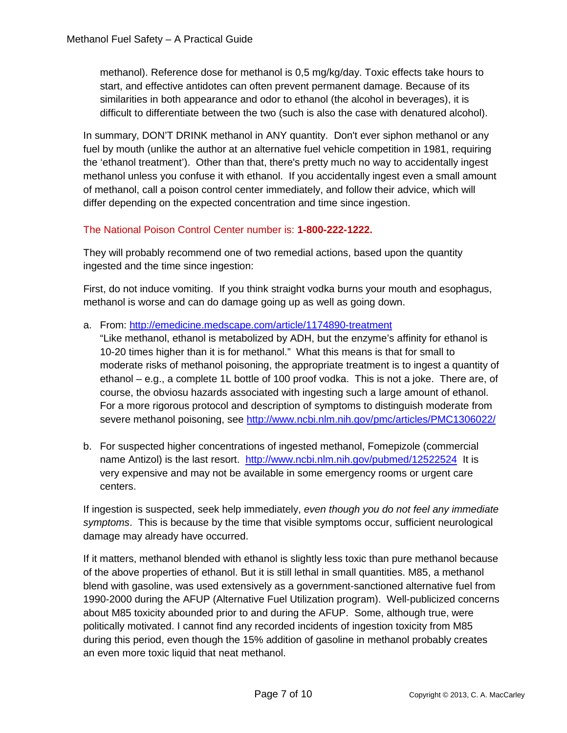methanol). Reference dose for methanol is 0,5 mg/kg/day. Toxic effects take hours to start, and effective antidotes can often prevent permanent damage. Because of its similarities in both appearance and odor to ethanol (the alcohol in beverages), it is difficult to differentiate between the two (such is also the case with denatured alcohol).

In summary, DON'T DRINK methanol in ANY quantity. Don't ever siphon methanol or any fuel by mouth (unlike the author at an alternative fuel vehicle competition in 1981, requiring the 'ethanol treatment'). Other than that, there's pretty much no way to accidentally ingest methanol unless you confuse it with ethanol. If you accidentally ingest even a small amount of methanol, call a poison control center immediately, and follow their advice, which will differ depending on the expected concentration and time since ingestion.

The National Poison Control Center number is: **1-800-222-1222.**

They will probably recommend one of two remedial actions, based upon the quantity ingested and the time since ingestion:

First, do not induce vomiting. If you think straight vodka burns your mouth and esophagus, methanol is worse and can do damage going up as well as going down.

a. From: [http://emedicine.medscape.com/article/1174890-treatment](http://emedicine.medscape.com/article/1174890-treatment)
   "Like methanol, ethanol is metabolized by ADH, but the enzyme's affinity for ethanol is 10-20 times higher than it is for methanol." What this means is that for small to moderate risks of methanol poisoning, the appropriate treatment is to ingest a quantity of ethanol – e.g., a complete 1L bottle of 100 proof vodka. This is not a joke. There are, of course, the obviosu hazards associated with ingesting such a large amount of ethanol. For a more rigorous protocol and description of symptoms to distinguish moderate from severe methanol poisoning, see [http://www.ncbi.nlm.nih.gov/pmc/articles/PMC1306022/](http://www.ncbi.nlm.nih.gov/pmc/articles/PMC1306022/)

b. For suspected higher concentrations of ingested methanol, Fomepizole (commercial name Antizol) is the last resort. [http://www.ncbi.nlm.nih.gov/pubmed/12522524](http://www.ncbi.nlm.nih.gov/pubmed/12522524) It is very expensive and may not be available in some emergency rooms or urgent care centers.

If ingestion is suspected, seek help immediately, *even though you do not feel any immediate symptoms*. This is because by the time that visible symptoms occur, sufficient neurological damage may already have occurred.

If it matters, methanol blended with ethanol is slightly less toxic than pure methanol because of the above properties of ethanol. But it is still lethal in small quantities. M85, a methanol blend with gasoline, was used extensively as a government-sanctioned alternative fuel from 1990-2000 during the AFUP (Alternative Fuel Utilization program). Well-publicized concerns about M85 toxicity abounded prior to and during the AFUP. Some, although true, were politically motivated. I cannot find any recorded incidents of ingestion toxicity from M85 during this period, even though the 15% addition of gasoline in methanol probably creates an even more toxic liquid that neat methanol.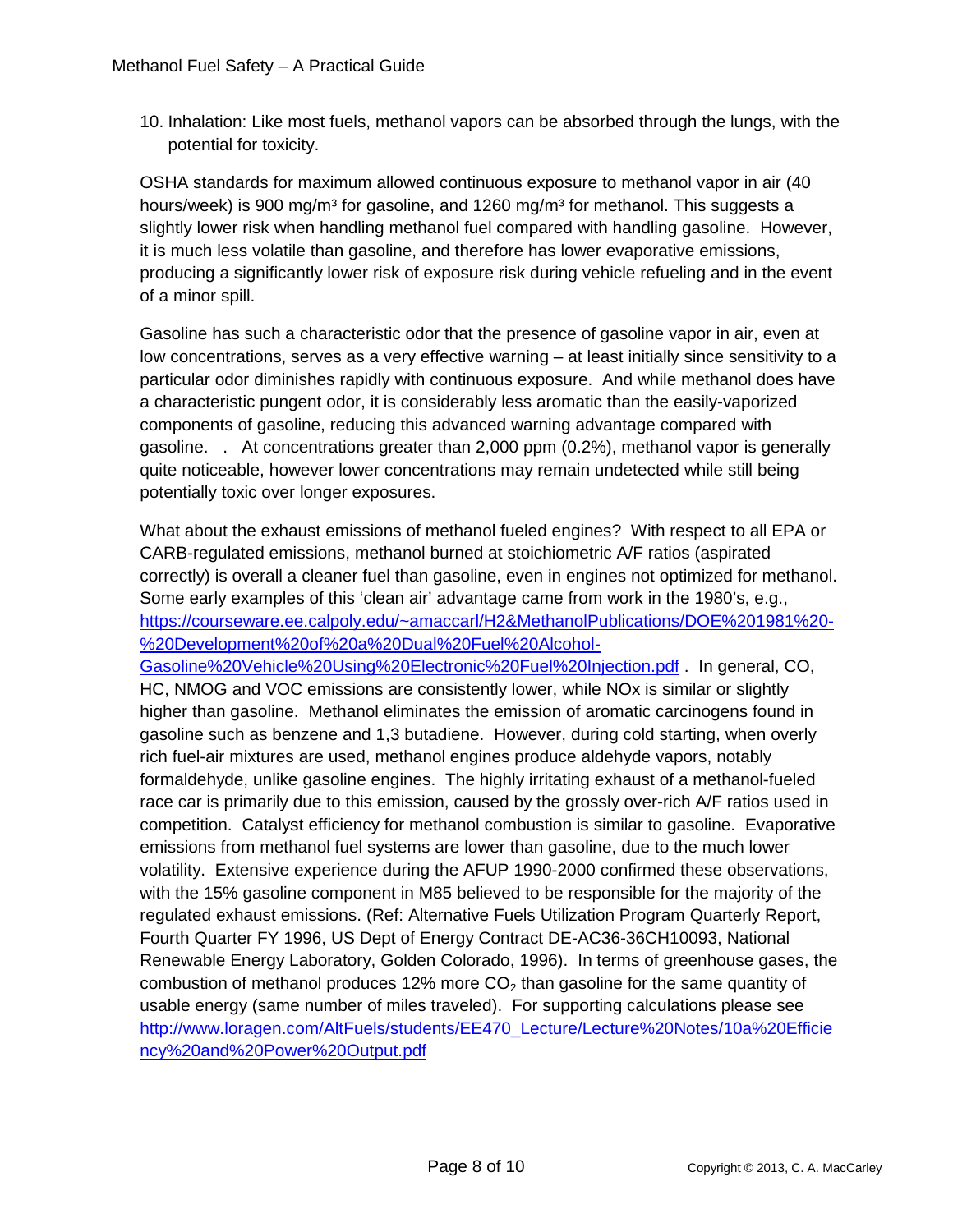10. Inhalation: Like most fuels, methanol vapors can be absorbed through the lungs, with the potential for toxicity.

OSHA standards for maximum allowed continuous exposure to methanol vapor in air (40 hours/week) is 900 mg/m³ for gasoline, and 1260 mg/m³ for methanol. This suggests a slightly lower risk when handling methanol fuel compared with handling gasoline. However, it is much less volatile than gasoline, and therefore has lower evaporative emissions, producing a significantly lower risk of exposure risk during vehicle refueling and in the event of a minor spill.

Gasoline has such a characteristic odor that the presence of gasoline vapor in air, even at low concentrations, serves as a very effective warning – at least initially since sensitivity to a particular odor diminishes rapidly with continuous exposure. And while methanol does have a characteristic pungent odor, it is considerably less aromatic than the easily-vaporized components of gasoline, reducing this advanced warning advantage compared with gasoline. . At concentrations greater than 2,000 ppm (0.2%), methanol vapor is generally quite noticeable, however lower concentrations may remain undetected while still being potentially toxic over longer exposures.

What about the exhaust emissions of methanol fueled engines? With respect to all EPA or CARB-regulated emissions, methanol burned at stoichiometric A/F ratios (aspirated correctly) is overall a cleaner fuel than gasoline, even in engines not optimized for methanol. Some early examples of this 'clean air' advantage came from work in the 1980's, e.g., https://courseware.ee.calpoly.edu/~amaccarl/H2&MethanolPublications/DOE%201981%20-%20Development%20of%20a%20Dual%20Fuel%20Alcohol-Gasoline%20Vehicle%20Using%20Electronic%20Fuel%20Injection.pdf . In general, CO, HC, NMOG and VOC emissions are consistently lower, while NOx is similar or slightly higher than gasoline. Methanol eliminates the emission of aromatic carcinogens found in gasoline such as benzene and 1,3 butadiene. However, during cold starting, when overly rich fuel-air mixtures are used, methanol engines produce aldehyde vapors, notably formaldehyde, unlike gasoline engines. The highly irritating exhaust of a methanol-fueled race car is primarily due to this emission, caused by the grossly over-rich A/F ratios used in competition. Catalyst efficiency for methanol combustion is similar to gasoline. Evaporative emissions from methanol fuel systems are lower than gasoline, due to the much lower volatility. Extensive experience during the AFUP 1990-2000 confirmed these observations, with the 15% gasoline component in M85 believed to be responsible for the majority of the regulated exhaust emissions. (Ref: Alternative Fuels Utilization Program Quarterly Report, Fourth Quarter FY 1996, US Dept of Energy Contract DE-AC36-36CH10093, National Renewable Energy Laboratory, Golden Colorado, 1996). In terms of greenhouse gases, the combustion of methanol produces 12% more $CO_2$ than gasoline for the same quantity of usable energy (same number of miles traveled). For supporting calculations please see http://www.loragen.com/AltFuels/students/EE470_Lecture/Lecture%20Notes/10a%20Efficiency%20and%20Power%20Output.pdf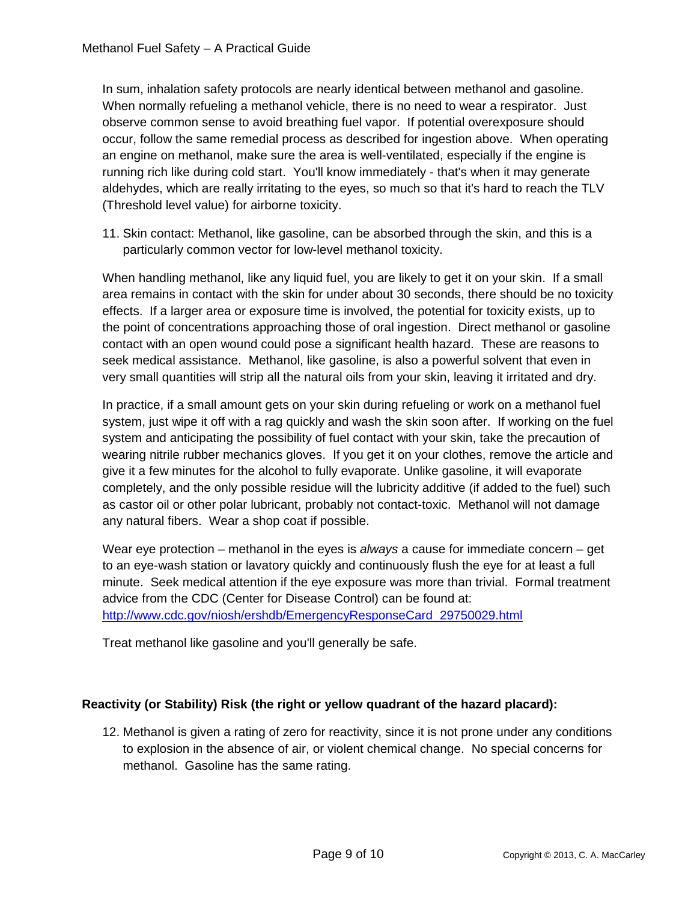In sum, inhalation safety protocols are nearly identical between methanol and gasoline. When normally refueling a methanol vehicle, there is no need to wear a respirator. Just observe common sense to avoid breathing fuel vapor. If potential overexposure should occur, follow the same remedial process as described for ingestion above. When operating an engine on methanol, make sure the area is well-ventilated, especially if the engine is running rich like during cold start. You'll know immediately - that's when it may generate aldehydes, which are really irritating to the eyes, so much so that it's hard to reach the TLV (Threshold level value) for airborne toxicity.

11. Skin contact: Methanol, like gasoline, can be absorbed through the skin, and this is a particularly common vector for low-level methanol toxicity.

When handling methanol, like any liquid fuel, you are likely to get it on your skin. If a small area remains in contact with the skin for under about 30 seconds, there should be no toxicity effects. If a larger area or exposure time is involved, the potential for toxicity exists, up to the point of concentrations approaching those of oral ingestion. Direct methanol or gasoline contact with an open wound could pose a significant health hazard. These are reasons to seek medical assistance. Methanol, like gasoline, is also a powerful solvent that even in very small quantities will strip all the natural oils from your skin, leaving it irritated and dry.

In practice, if a small amount gets on your skin during refueling or work on a methanol fuel system, just wipe it off with a rag quickly and wash the skin soon after. If working on the fuel system and anticipating the possibility of fuel contact with your skin, take the precaution of wearing nitrile rubber mechanics gloves. If you get it on your clothes, remove the article and give it a few minutes for the alcohol to fully evaporate. Unlike gasoline, it will evaporate completely, and the only possible residue will the lubricity additive (if added to the fuel) such as castor oil or other polar lubricant, probably not contact-toxic. Methanol will not damage any natural fibers. Wear a shop coat if possible.

Wear eye protection – methanol in the eyes is *always* a cause for immediate concern – get to an eye-wash station or lavatory quickly and continuously flush the eye for at least a full minute. Seek medical attention if the eye exposure was more than trivial. Formal treatment advice from the CDC (Center for Disease Control) can be found at: [http://www.cdc.gov/niosh/ershdb/EmergencyResponseCard_29750029.html](http://www.cdc.gov/niosh/ershdb/EmergencyResponseCard_29750029.html)

Treat methanol like gasoline and you'll generally be safe.

**Reactivity (or Stability) Risk (the right or yellow quadrant of the hazard placard):**

12. Methanol is given a rating of zero for reactivity, since it is not prone under any conditions to explosion in the absence of air, or violent chemical change. No special concerns for methanol. Gasoline has the same rating.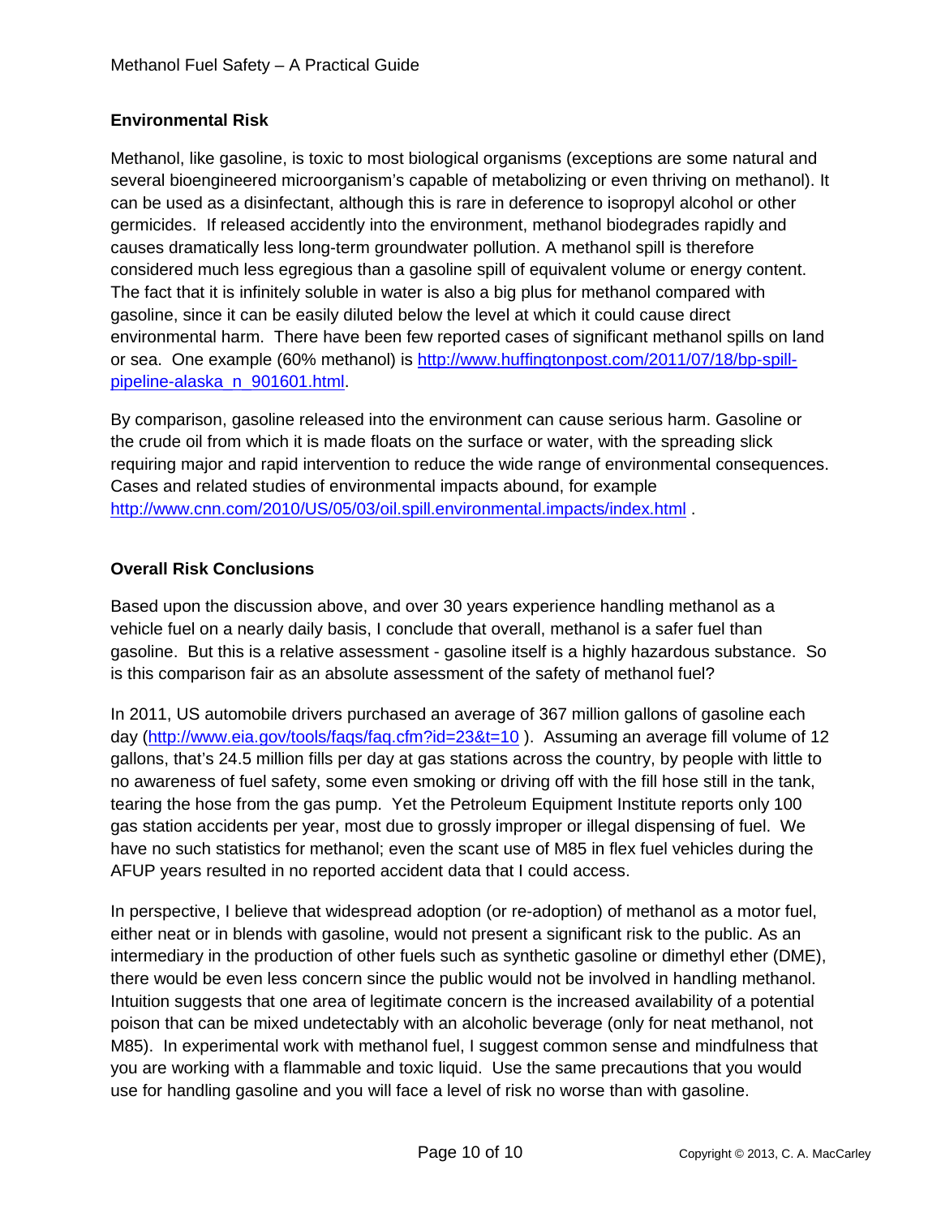**Environmental Risk**

Methanol, like gasoline, is toxic to most biological organisms (exceptions are some natural and several bioengineered microorganism's capable of metabolizing or even thriving on methanol). It can be used as a disinfectant, although this is rare in deference to isopropyl alcohol or other germicides. If released accidently into the environment, methanol biodegrades rapidly and causes dramatically less long-term groundwater pollution. A methanol spill is therefore considered much less egregious than a gasoline spill of equivalent volume or energy content. The fact that it is infinitely soluble in water is also a big plus for methanol compared with gasoline, since it can be easily diluted below the level at which it could cause direct environmental harm. There have been few reported cases of significant methanol spills on land or sea. One example (60% methanol) is [http://www.huffingtonpost.com/2011/07/18/bp-spill-pipeline-alaska_n_901601.html](http://www.huffingtonpost.com/2011/07/18/bp-spill-pipeline-alaska_n_901601.html).

By comparison, gasoline released into the environment can cause serious harm. Gasoline or the crude oil from which it is made floats on the surface or water, with the spreading slick requiring major and rapid intervention to reduce the wide range of environmental consequences. Cases and related studies of environmental impacts abound, for example [http://www.cnn.com/2010/US/05/03/oil.spill.environmental.impacts/index.html](http://www.cnn.com/2010/US/05/03/oil.spill.environmental.impacts/index.html) .

**Overall Risk Conclusions**

Based upon the discussion above, and over 30 years experience handling methanol as a vehicle fuel on a nearly daily basis, I conclude that overall, methanol is a safer fuel than gasoline. But this is a relative assessment - gasoline itself is a highly hazardous substance. So is this comparison fair as an absolute assessment of the safety of methanol fuel?

In 2011, US automobile drivers purchased an average of 367 million gallons of gasoline each day ([http://www.eia.gov/tools/faqs/faq.cfm?id=23&t=10](http://www.eia.gov/tools/faqs/faq.cfm?id=23&t=10) ). Assuming an average fill volume of 12 gallons, that's 24.5 million fills per day at gas stations across the country, by people with little to no awareness of fuel safety, some even smoking or driving off with the fill hose still in the tank, tearing the hose from the gas pump. Yet the Petroleum Equipment Institute reports only 100 gas station accidents per year, most due to grossly improper or illegal dispensing of fuel. We have no such statistics for methanol; even the scant use of M85 in flex fuel vehicles during the AFUP years resulted in no reported accident data that I could access.

In perspective, I believe that widespread adoption (or re-adoption) of methanol as a motor fuel, either neat or in blends with gasoline, would not present a significant risk to the public. As an intermediary in the production of other fuels such as synthetic gasoline or dimethyl ether (DME), there would be even less concern since the public would not be involved in handling methanol. Intuition suggests that one area of legitimate concern is the increased availability of a potential poison that can be mixed undetectably with an alcoholic beverage (only for neat methanol, not M85). In experimental work with methanol fuel, I suggest common sense and mindfulness that you are working with a flammable and toxic liquid. Use the same precautions that you would use for handling gasoline and you will face a level of risk no worse than with gasoline.